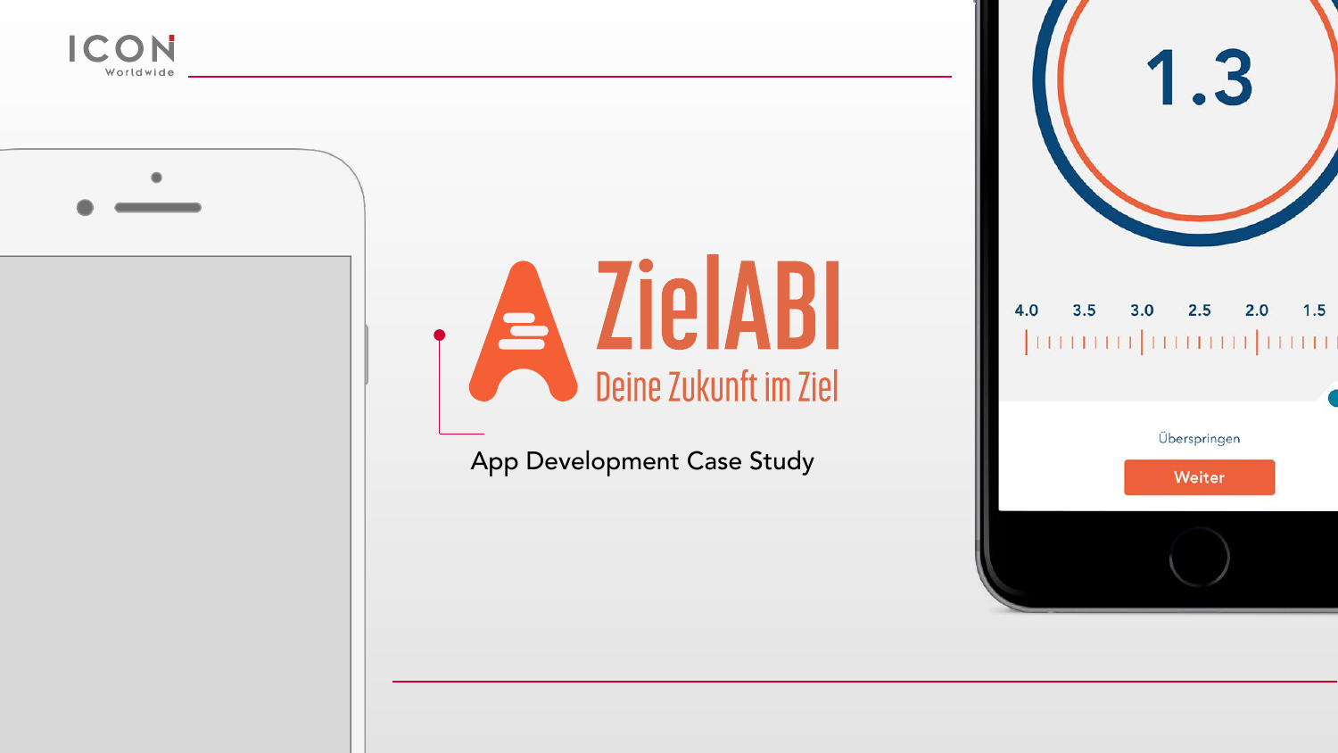ICON Worldwide

# ZielABI

Deine Zukunft im Ziel

App Development Case Study

1.3

4.0 3.5 3.0 2.5 2.0 1.5

Überspringen

Weiter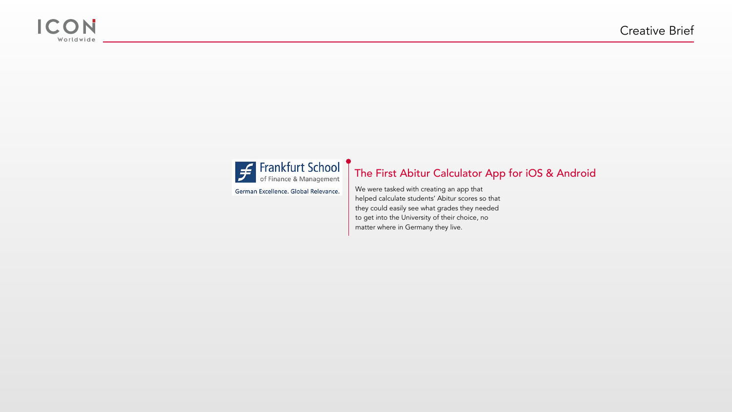## The First Abitur Calculator App for iOS & Android

Frankfurt School of Finance & Management

German Excellence. Global Relevance.

We were tasked with creating an app that helped calculate students' Abitur scores so that they could easily see what grades they needed to get into the University of their choice, no matter where in Germany they live.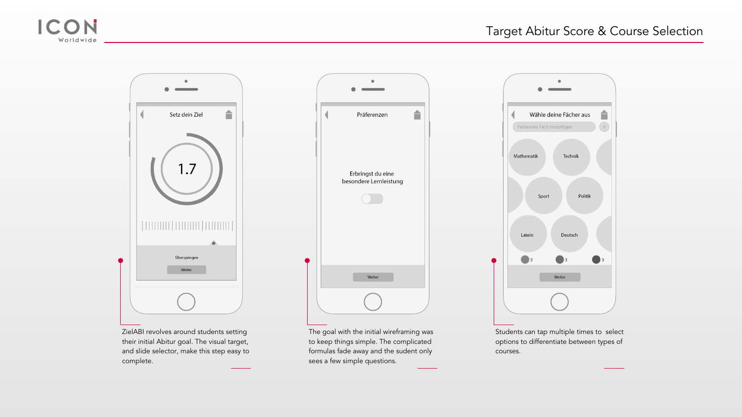# Target Abitur Score & Course Selection

**Setz dein Ziel**

1.7

Überspringen

Weiter

ZielABI revolves around students setting their initial Abitur goal. The visual target, and slide selector, make this step easy to complete.

**Präferenzen**

Erbringst du eine besondere Lernleistung

Weiter

The goal with the initial wireframing was to keep things simple. The complicated formulas fade away and the sudent only sees a few simple questions.

**Wähle deine Fächer aus**

Fehlendes Fach hinzufügen

Mathematik, Technik, Sport, Politik, Latein, Deutsch

3 3 3

Weiter

Students can tap multiple times to select options to differentiate between types of courses.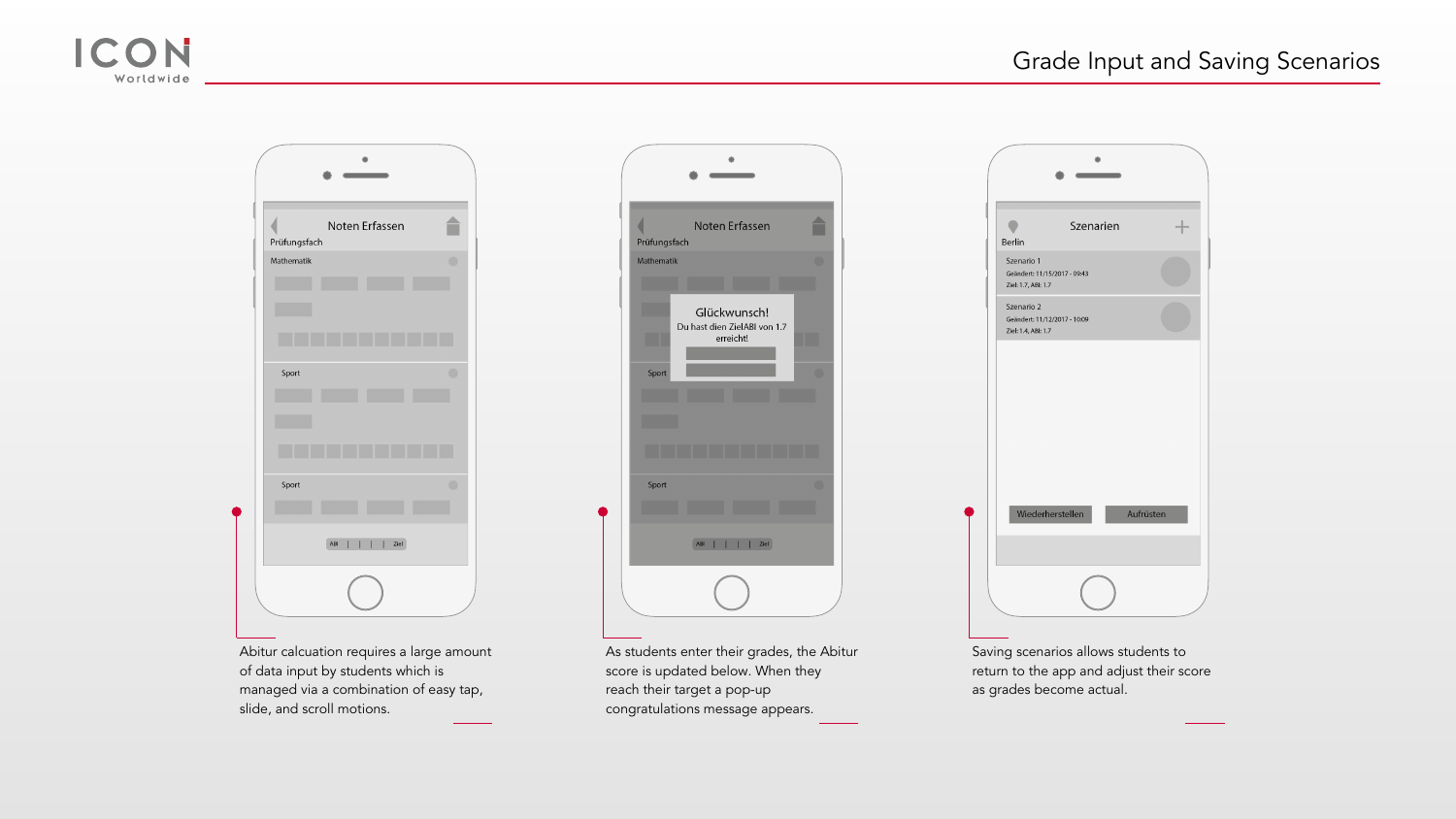# Grade Input and Saving Scenarios

Abitur calcuation requires a large amount of data input by students which is managed via a combination of easy tap, slide, and scroll motions.

As students enter their grades, the Abitur score is updated below. When they reach their target a pop-up congratulations message appears.

Saving scenarios allows students to return to the app and adjust their score as grades become actual.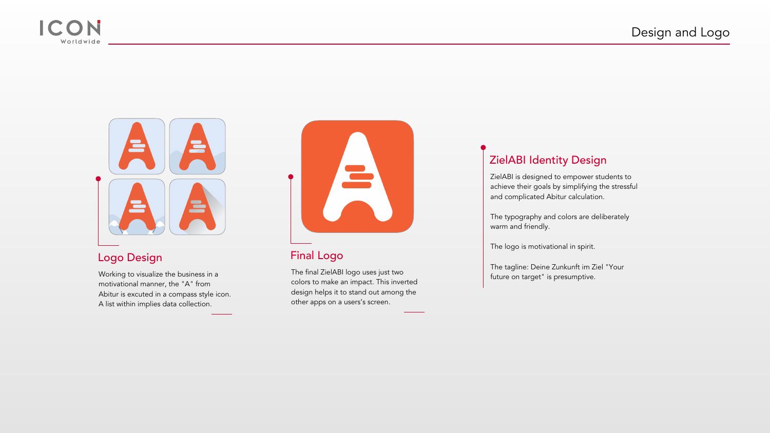# Design and Logo

## Logo Design

Working to visualize the business in a motivational manner, the "A" from Abitur is excuted in a compass style icon. A list within implies data collection.

## Final Logo

The final ZielABI logo uses just two colors to make an impact. This inverted design helps it to stand out among the other apps on a users's screen.

## ZielABI Identity Design

ZielABI is designed to empower students to achieve their goals by simplifying the stressful and complicated Abitur calculation.

The typography and colors are deliberately warm and friendly.

The logo is motivational in spirit.

The tagline: Deine Zunkunft im Ziel "Your future on target" is presumptive.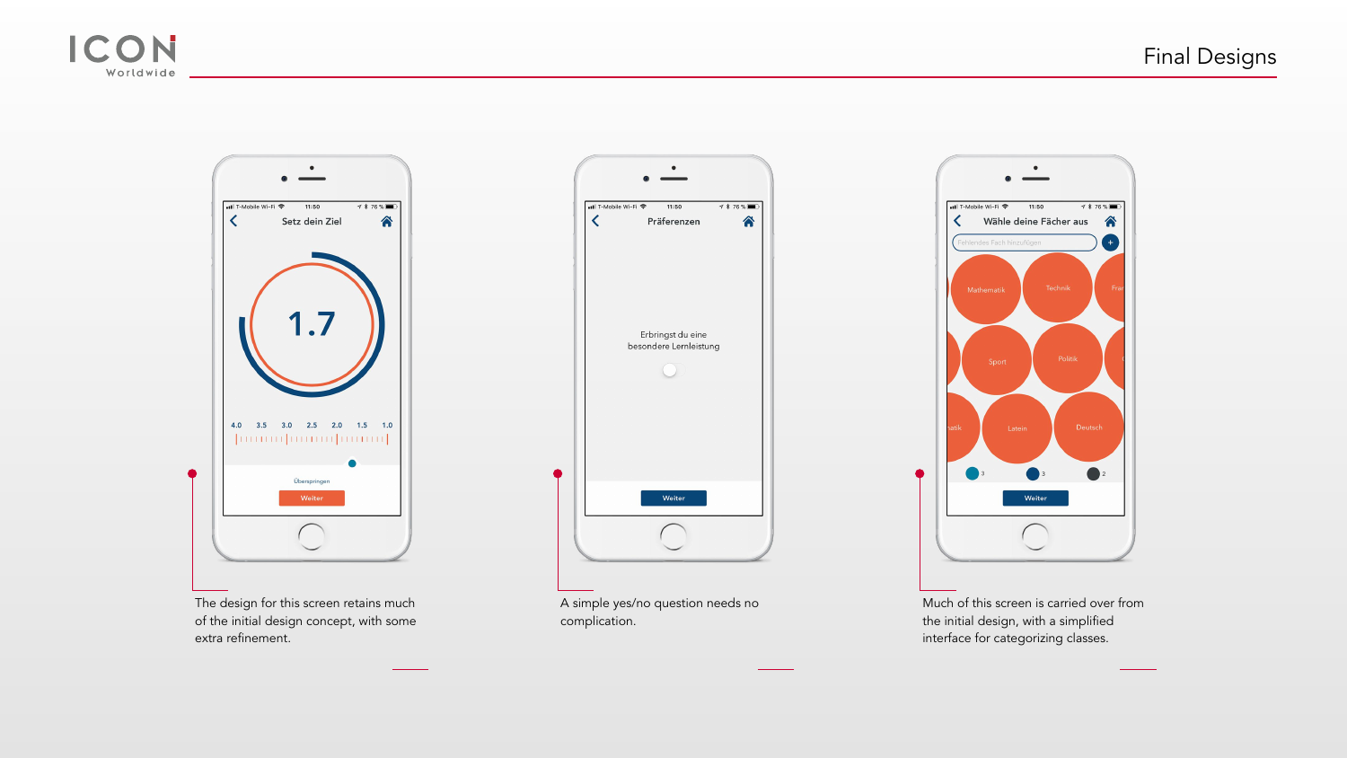# Final Designs

The design for this screen retains much of the initial design concept, with some extra refinement.

A simple yes/no question needs no complication.

Much of this screen is carried over from the initial design, with a simplified interface for categorizing classes.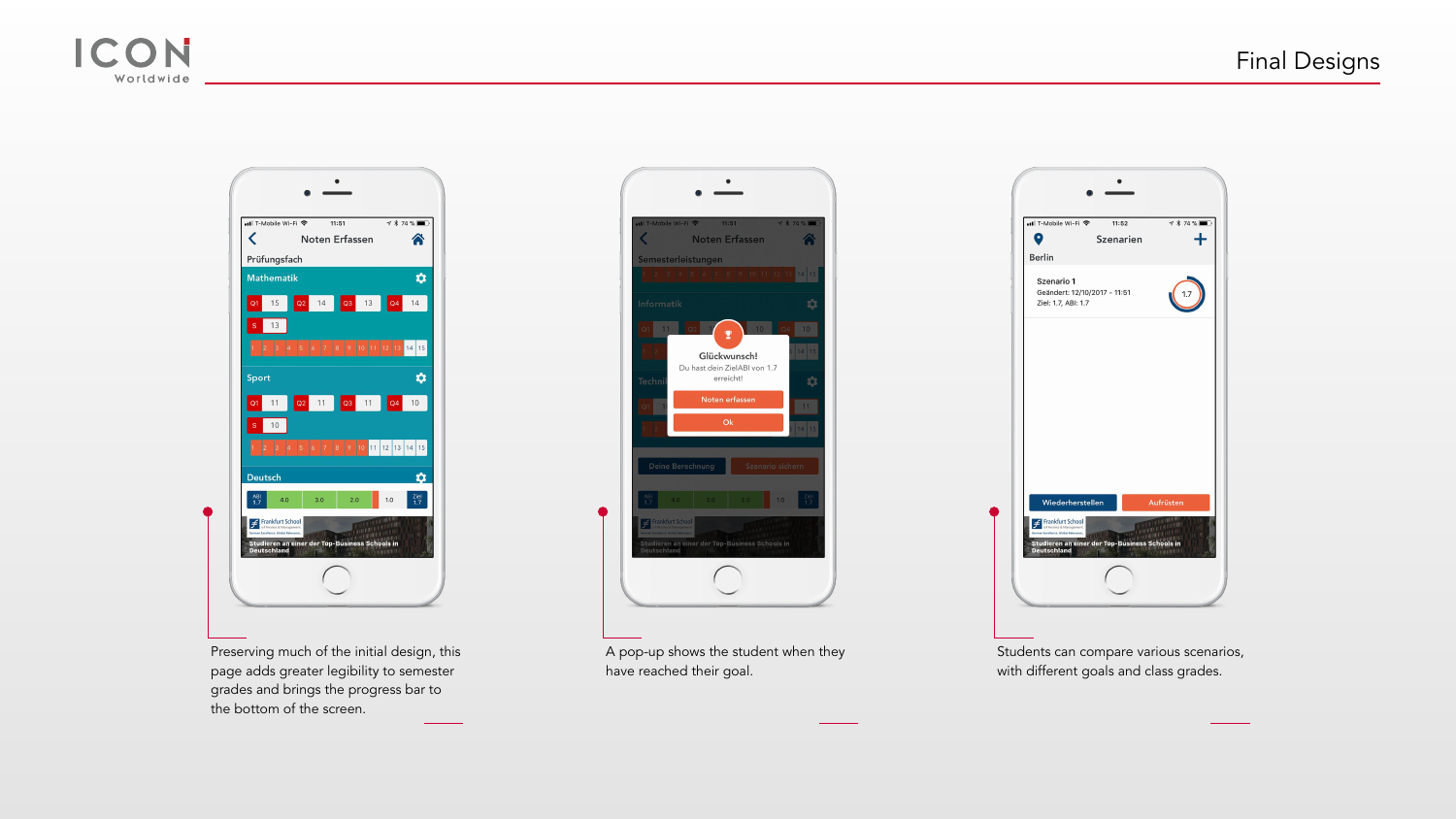# Final Designs

Preserving much of the initial design, this page adds greater legibility to semester grades and brings the progress bar to the bottom of the screen.

A pop-up shows the student when they have reached their goal.

Students can compare various scenarios, with different goals and class grades.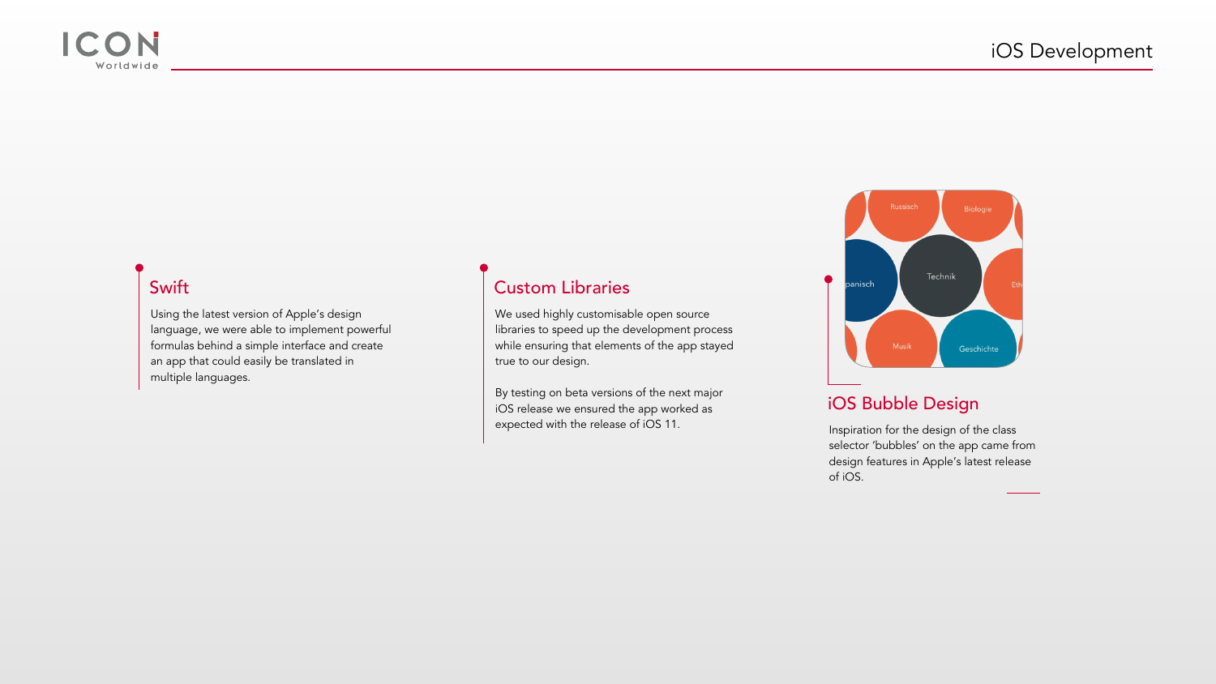# iOS Development

## Swift

Using the latest version of Apple's design language, we were able to implement powerful formulas behind a simple interface and create an app that could easily be translated in multiple languages.

## Custom Libraries

We used highly customisable open source libraries to speed up the development process while ensuring that elements of the app stayed true to our design.

By testing on beta versions of the next major iOS release we ensured the app worked as expected with the release of iOS 11.

## iOS Bubble Design

Inspiration for the design of the class selector 'bubbles' on the app came from design features in Apple's latest release of iOS.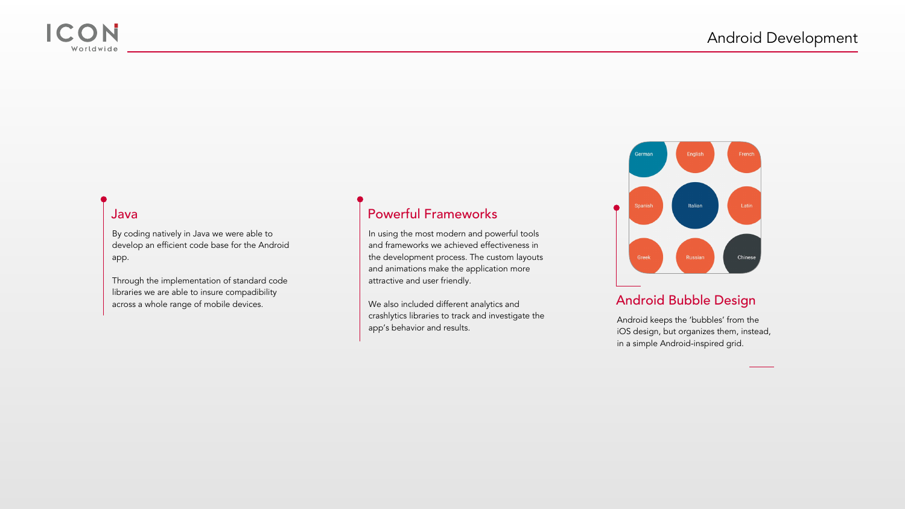# Android Development

## Java

By coding natively in Java we were able to develop an efficient code base for the Android app.

Through the implementation of standard code libraries we are able to insure compadibility across a whole range of mobile devices.

## Powerful Frameworks

In using the most modern and powerful tools and frameworks we achieved effectiveness in the development process. The custom layouts and animations make the application more attractive and user friendly.

We also included different analytics and crashlytics libraries to track and investigate the app's behavior and results.

German English French Spanish Italian Latin Greek Russian Chinese

## Android Bubble Design

Android keeps the 'bubbles' from the iOS design, but organizes them, instead, in a simple Android-inspired grid.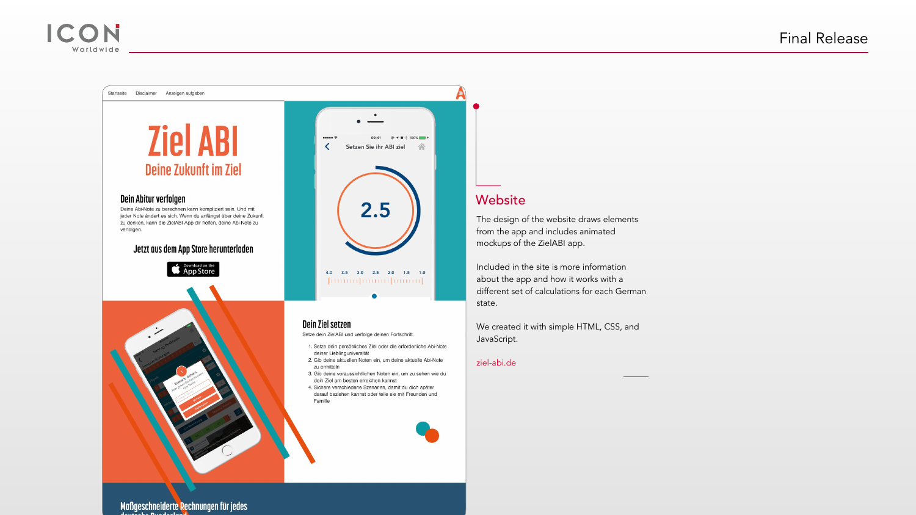## Website

The design of the website draws elements from the app and includes animated mockups of the ZielABI app.

Included in the site is more information about the app and how it works with a different set of calculations for each German state.

We created it with simple HTML, CSS, and JavaScript.

ziel-abi.de